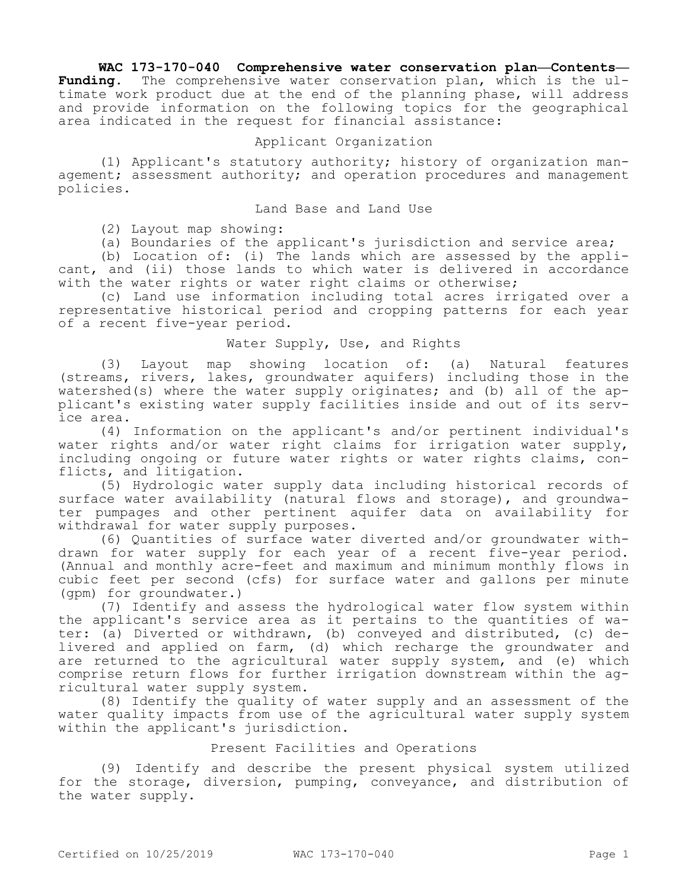**WAC 173-170-040 Comprehensive water conservation plan—Contents—Funding.** The comprehensive water conservation plan, which is the ultimate work product due at the end of the planning phase, will address and provide information on the following topics for the geographical area indicated in the request for financial assistance:

## Applicant Organization

(1) Applicant's statutory authority; history of organization management; assessment authority; and operation procedures and management policies.

## Land Base and Land Use

(2) Layout map showing:

(a) Boundaries of the applicant's jurisdiction and service area;

(b) Location of: (i) The lands which are assessed by the applicant, and (ii) those lands to which water is delivered in accordance with the water rights or water right claims or otherwise;

(c) Land use information including total acres irrigated over a representative historical period and cropping patterns for each year of a recent five-year period.

## Water Supply, Use, and Rights

(3) Layout map showing location of: (a) Natural features (streams, rivers, lakes, groundwater aquifers) including those in the watershed(s) where the water supply originates; and (b) all of the applicant's existing water supply facilities inside and out of its service area.

(4) Information on the applicant's and/or pertinent individual's water rights and/or water right claims for irrigation water supply, including ongoing or future water rights or water rights claims, conflicts, and litigation.

(5) Hydrologic water supply data including historical records of surface water availability (natural flows and storage), and groundwater pumpages and other pertinent aquifer data on availability for withdrawal for water supply purposes.

(6) Quantities of surface water diverted and/or groundwater withdrawn for water supply for each year of a recent five-year period. (Annual and monthly acre-feet and maximum and minimum monthly flows in cubic feet per second (cfs) for surface water and gallons per minute (gpm) for groundwater.)

(7) Identify and assess the hydrological water flow system within the applicant's service area as it pertains to the quantities of water: (a) Diverted or withdrawn, (b) conveyed and distributed, (c) delivered and applied on farm, (d) which recharge the groundwater and are returned to the agricultural water supply system, and (e) which comprise return flows for further irrigation downstream within the agricultural water supply system.

(8) Identify the quality of water supply and an assessment of the water quality impacts from use of the agricultural water supply system within the applicant's jurisdiction.

## Present Facilities and Operations

(9) Identify and describe the present physical system utilized for the storage, diversion, pumping, conveyance, and distribution of the water supply.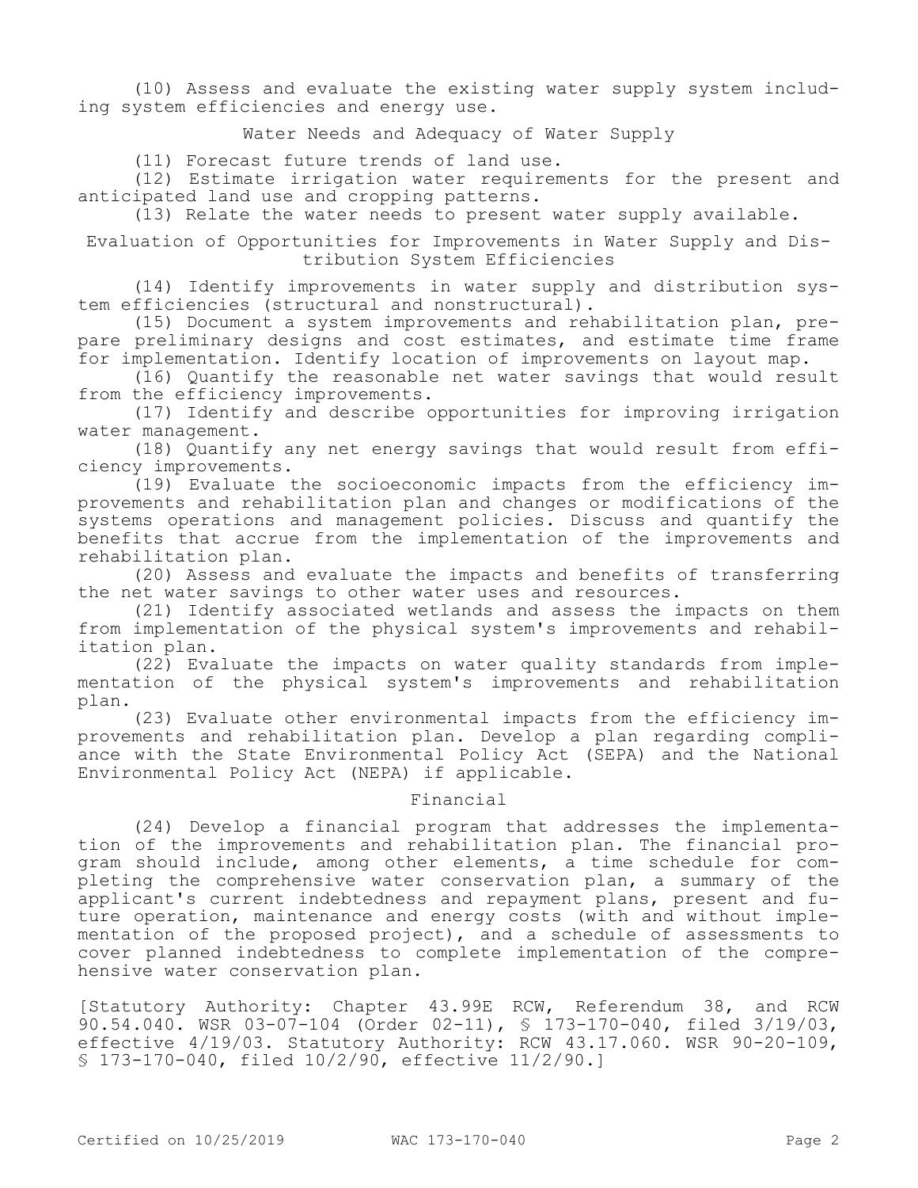(10) Assess and evaluate the existing water supply system including system efficiencies and energy use.

### Water Needs and Adequacy of Water Supply

(11) Forecast future trends of land use.

(12) Estimate irrigation water requirements for the present and anticipated land use and cropping patterns.

(13) Relate the water needs to present water supply available.

### Evaluation of Opportunities for Improvements in Water Supply and Distribution System Efficiencies

(14) Identify improvements in water supply and distribution system efficiencies (structural and nonstructural).

(15) Document a system improvements and rehabilitation plan, prepare preliminary designs and cost estimates, and estimate time frame for implementation. Identify location of improvements on layout map.

(16) Quantify the reasonable net water savings that would result from the efficiency improvements.

(17) Identify and describe opportunities for improving irrigation water management.

(18) Quantify any net energy savings that would result from efficiency improvements.

(19) Evaluate the socioeconomic impacts from the efficiency improvements and rehabilitation plan and changes or modifications of the systems operations and management policies. Discuss and quantify the benefits that accrue from the implementation of the improvements and rehabilitation plan.

(20) Assess and evaluate the impacts and benefits of transferring the net water savings to other water uses and resources.

(21) Identify associated wetlands and assess the impacts on them from implementation of the physical system's improvements and rehabilitation plan.

(22) Evaluate the impacts on water quality standards from implementation of the physical system's improvements and rehabilitation plan.

(23) Evaluate other environmental impacts from the efficiency improvements and rehabilitation plan. Develop a plan regarding compliance with the State Environmental Policy Act (SEPA) and the National Environmental Policy Act (NEPA) if applicable.

### Financial

(24) Develop a financial program that addresses the implementation of the improvements and rehabilitation plan. The financial program should include, among other elements, a time schedule for completing the comprehensive water conservation plan, a summary of the applicant's current indebtedness and repayment plans, present and future operation, maintenance and energy costs (with and without implementation of the proposed project), and a schedule of assessments to cover planned indebtedness to complete implementation of the comprehensive water conservation plan.

[Statutory Authority: Chapter 43.99E RCW, Referendum 38, and RCW 90.54.040. WSR 03-07-104 (Order 02-11), § 173-170-040, filed 3/19/03, effective 4/19/03. Statutory Authority: RCW 43.17.060. WSR 90-20-109, § 173-170-040, filed 10/2/90, effective 11/2/90.]